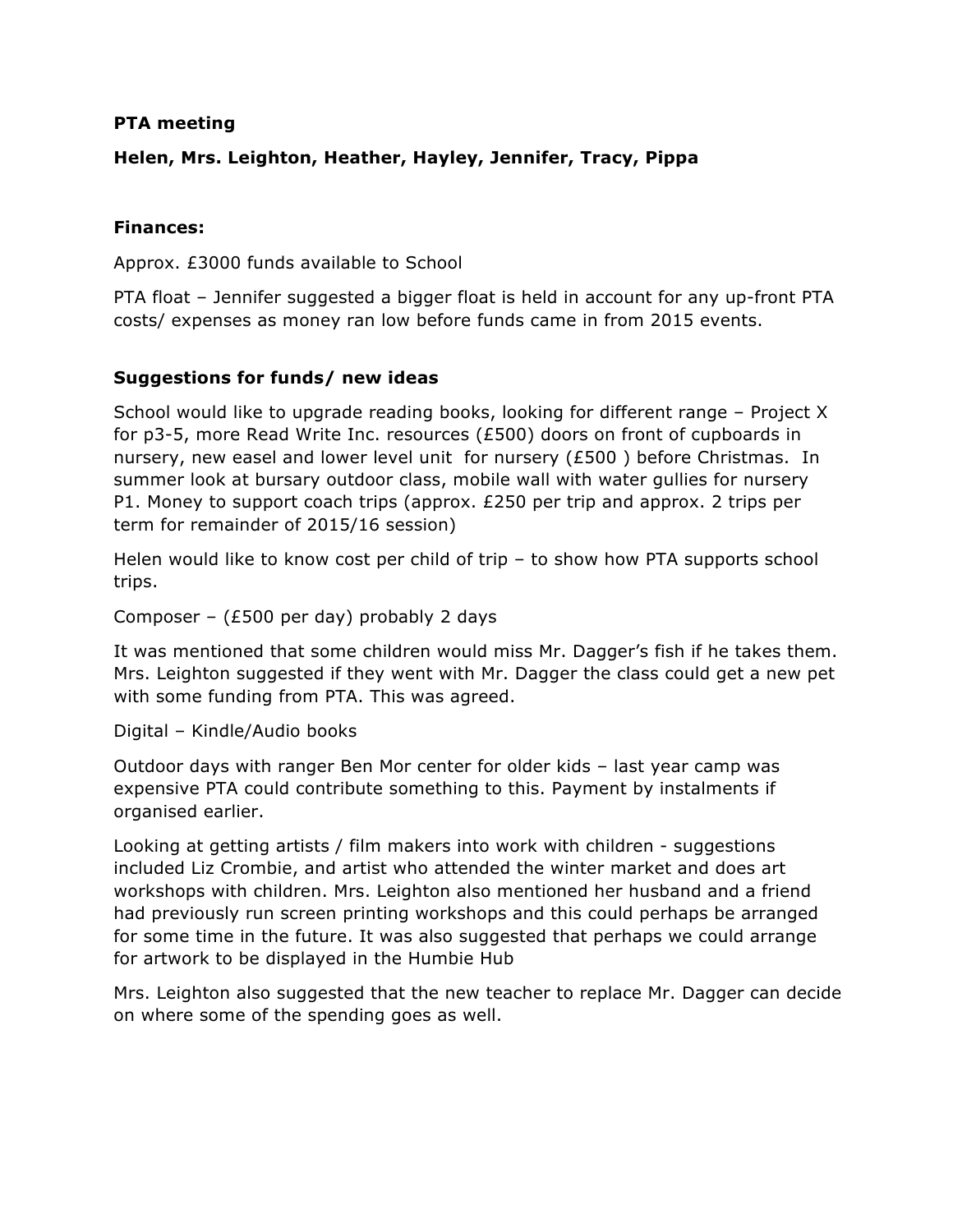**PTA meeting**

**Helen, Mrs. Leighton, Heather, Hayley, Jennifer, Tracy, Pippa**

**Finances:**

Approx. £3000 funds available to School

PTA float – Jennifer suggested a bigger float is held in account for any up-front PTA costs/ expenses as money ran low before funds came in from 2015 events.

**Suggestions for funds/ new ideas**

School would like to upgrade reading books, looking for different range – Project X for p3-5, more Read Write Inc. resources (£500) doors on front of cupboards in nursery, new easel and lower level unit for nursery (£500 ) before Christmas. In summer look at bursary outdoor class, mobile wall with water gullies for nursery P1. Money to support coach trips (approx. £250 per trip and approx. 2 trips per term for remainder of 2015/16 session)

Helen would like to know cost per child of trip – to show how PTA supports school trips.

Composer – (£500 per day) probably 2 days

It was mentioned that some children would miss Mr. Dagger's fish if he takes them. Mrs. Leighton suggested if they went with Mr. Dagger the class could get a new pet with some funding from PTA. This was agreed.

Digital – Kindle/Audio books

Outdoor days with ranger Ben Mor center for older kids – last year camp was expensive PTA could contribute something to this. Payment by instalments if organised earlier.

Looking at getting artists / film makers into work with children - suggestions included Liz Crombie, and artist who attended the winter market and does art workshops with children. Mrs. Leighton also mentioned her husband and a friend had previously run screen printing workshops and this could perhaps be arranged for some time in the future. It was also suggested that perhaps we could arrange for artwork to be displayed in the Humbie Hub

Mrs. Leighton also suggested that the new teacher to replace Mr. Dagger can decide on where some of the spending goes as well.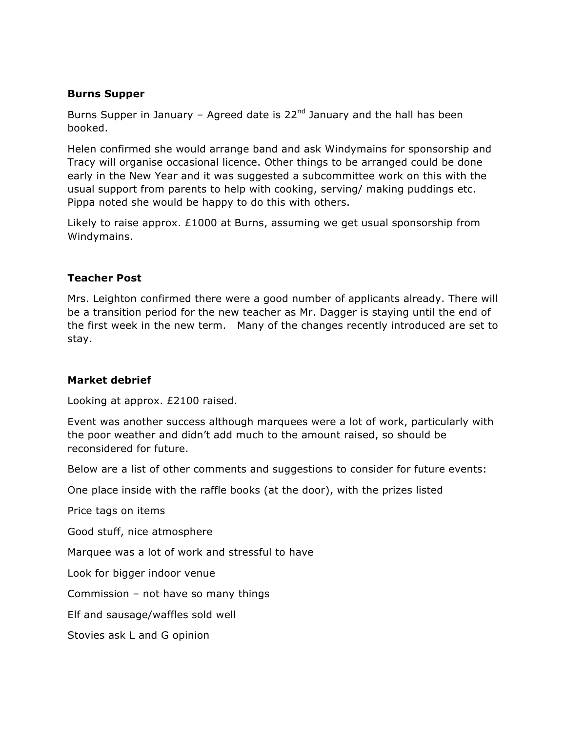**Burns Supper**

Burns Supper in January – Agreed date is 22nd January and the hall has been booked.

Helen confirmed she would arrange band and ask Windymains for sponsorship and Tracy will organise occasional licence. Other things to be arranged could be done early in the New Year and it was suggested a subcommittee work on this with the usual support from parents to help with cooking, serving/ making puddings etc. Pippa noted she would be happy to do this with others.

Likely to raise approx. £1000 at Burns, assuming we get usual sponsorship from Windymains.

**Teacher Post**

Mrs. Leighton confirmed there were a good number of applicants already. There will be a transition period for the new teacher as Mr. Dagger is staying until the end of the first week in the new term. Many of the changes recently introduced are set to stay.

**Market debrief**

Looking at approx. £2100 raised.

Event was another success although marquees were a lot of work, particularly with the poor weather and didn't add much to the amount raised, so should be reconsidered for future.

Below are a list of other comments and suggestions to consider for future events:

One place inside with the raffle books (at the door), with the prizes listed

Price tags on items

Good stuff, nice atmosphere

Marquee was a lot of work and stressful to have

Look for bigger indoor venue

Commission – not have so many things

Elf and sausage/waffles sold well

Stovies ask L and G opinion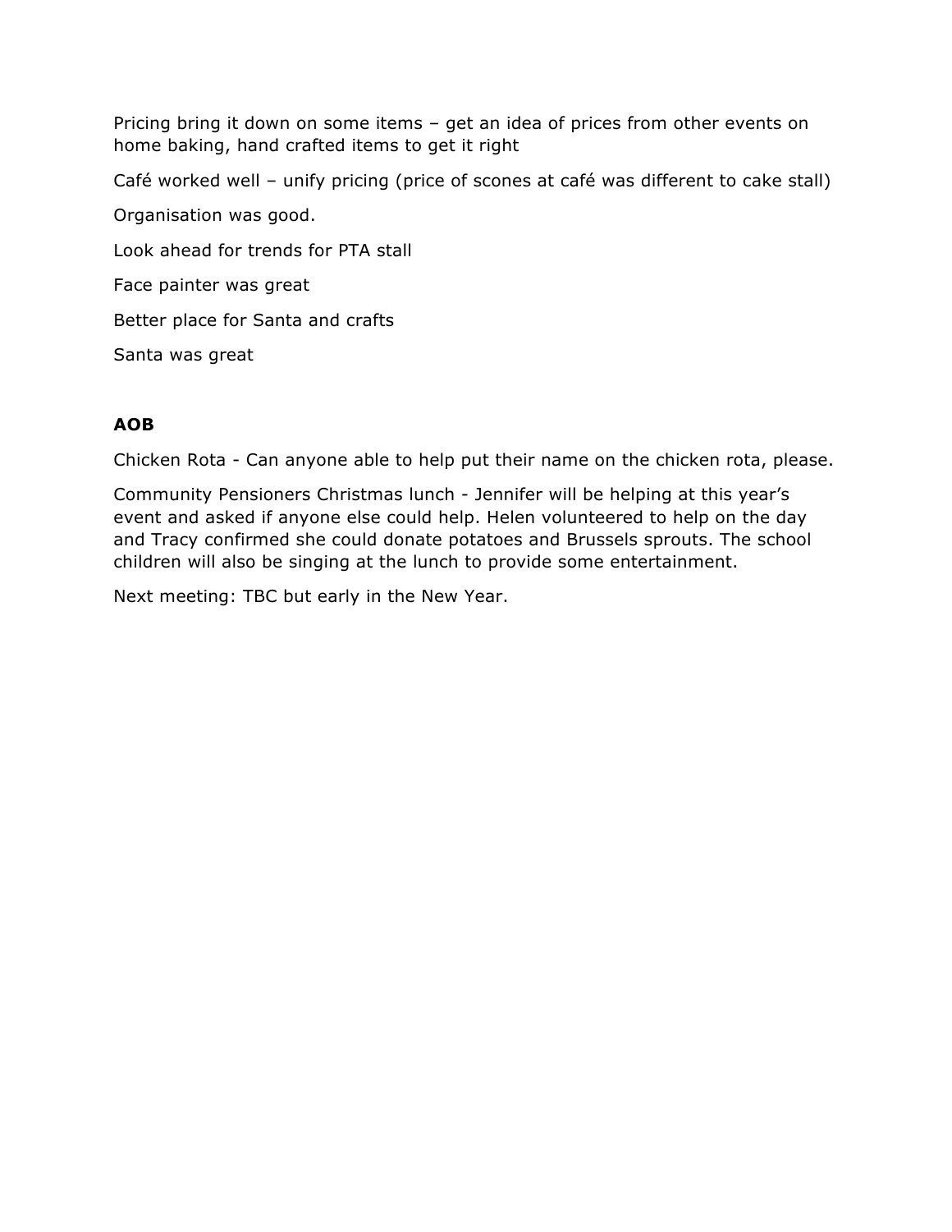Pricing bring it down on some items – get an idea of prices from other events on home baking, hand crafted items to get it right

Café worked well – unify pricing (price of scones at café was different to cake stall)

Organisation was good.

Look ahead for trends for PTA stall

Face painter was great

Better place for Santa and crafts

Santa was great

**AOB**

Chicken Rota - Can anyone able to help put their name on the chicken rota, please.

Community Pensioners Christmas lunch - Jennifer will be helping at this year's event and asked if anyone else could help. Helen volunteered to help on the day and Tracy confirmed she could donate potatoes and Brussels sprouts. The school children will also be singing at the lunch to provide some entertainment.

Next meeting: TBC but early in the New Year.